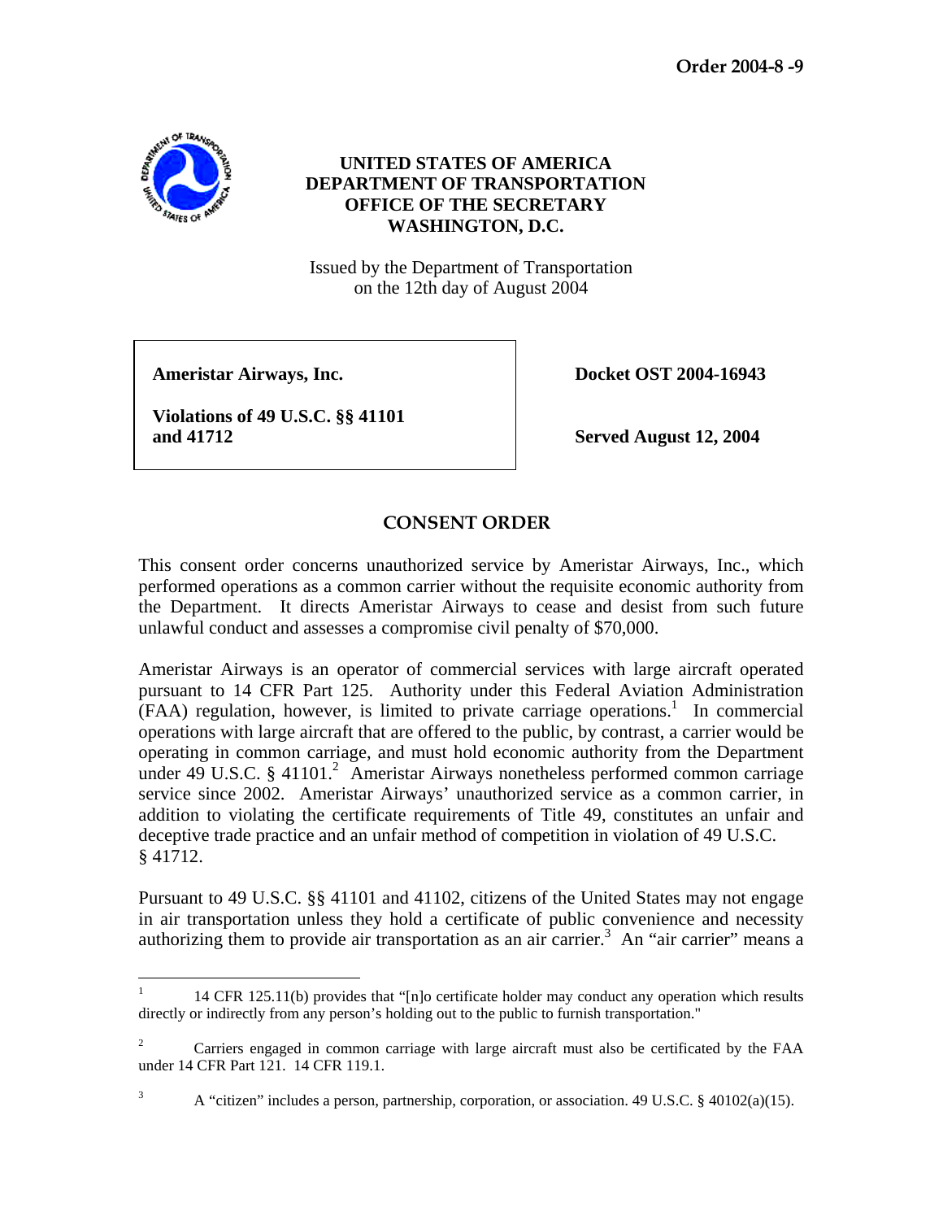**Order 2004-8 -9**

**UNITED STATES OF AMERICA**
**DEPARTMENT OF TRANSPORTATION**
**OFFICE OF THE SECRETARY**
**WASHINGTON, D.C.**

Issued by the Department of Transportation
on the 12th day of August 2004

| | |
|---|---|
| **Ameristar Airways, Inc.** | **Docket OST 2004-16943** |
| **Violations of 49 U.S.C. §§ 41101 and 41712** | **Served August 12, 2004** |

## CONSENT ORDER

This consent order concerns unauthorized service by Ameristar Airways, Inc., which performed operations as a common carrier without the requisite economic authority from the Department. It directs Ameristar Airways to cease and desist from such future unlawful conduct and assesses a compromise civil penalty of $70,000.

Ameristar Airways is an operator of commercial services with large aircraft operated pursuant to 14 CFR Part 125. Authority under this Federal Aviation Administration (FAA) regulation, however, is limited to private carriage operations.[1] In commercial operations with large aircraft that are offered to the public, by contrast, a carrier would be operating in common carriage, and must hold economic authority from the Department under 49 U.S.C. § 41101.[2] Ameristar Airways nonetheless performed common carriage service since 2002. Ameristar Airways' unauthorized service as a common carrier, in addition to violating the certificate requirements of Title 49, constitutes an unfair and deceptive trade practice and an unfair method of competition in violation of 49 U.S.C. § 41712.

Pursuant to 49 U.S.C. §§ 41101 and 41102, citizens of the United States may not engage in air transportation unless they hold a certificate of public convenience and necessity authorizing them to provide air transportation as an air carrier.[3] An "air carrier" means a

---

[1] 14 CFR 125.11(b) provides that "[n]o certificate holder may conduct any operation which results directly or indirectly from any person's holding out to the public to furnish transportation."

[2] Carriers engaged in common carriage with large aircraft must also be certificated by the FAA under 14 CFR Part 121. 14 CFR 119.1.

[3] A "citizen" includes a person, partnership, corporation, or association. 49 U.S.C. § 40102(a)(15).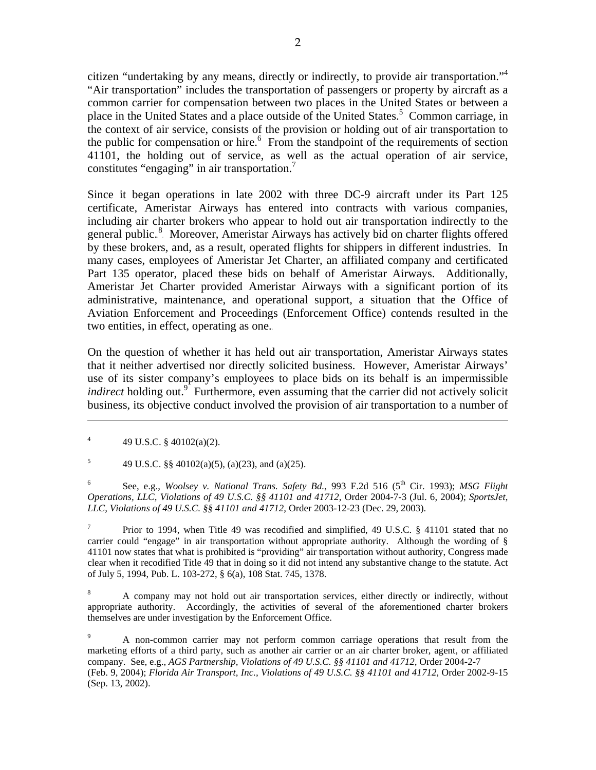citizen "undertaking by any means, directly or indirectly, to provide air transportation."[4] "Air transportation" includes the transportation of passengers or property by aircraft as a common carrier for compensation between two places in the United States or between a place in the United States and a place outside of the United States.[5] Common carriage, in the context of air service, consists of the provision or holding out of air transportation to the public for compensation or hire.[6] From the standpoint of the requirements of section 41101, the holding out of service, as well as the actual operation of air service, constitutes "engaging" in air transportation.[7]

Since it began operations in late 2002 with three DC-9 aircraft under its Part 125 certificate, Ameristar Airways has entered into contracts with various companies, including air charter brokers who appear to hold out air transportation indirectly to the general public.[8] Moreover, Ameristar Airways has actively bid on charter flights offered by these brokers, and, as a result, operated flights for shippers in different industries. In many cases, employees of Ameristar Jet Charter, an affiliated company and certificated Part 135 operator, placed these bids on behalf of Ameristar Airways. Additionally, Ameristar Jet Charter provided Ameristar Airways with a significant portion of its administrative, maintenance, and operational support, a situation that the Office of Aviation Enforcement and Proceedings (Enforcement Office) contends resulted in the two entities, in effect, operating as one.

On the question of whether it has held out air transportation, Ameristar Airways states that it neither advertised nor directly solicited business. However, Ameristar Airways' use of its sister company's employees to place bids on its behalf is an impermissible *indirect* holding out.[9] Furthermore, even assuming that the carrier did not actively solicit business, its objective conduct involved the provision of air transportation to a number of

---

[4] 49 U.S.C. § 40102(a)(2).

[5] 49 U.S.C. §§ 40102(a)(5), (a)(23), and (a)(25).

[6] See, e.g., *Woolsey v. National Trans. Safety Bd.*, 993 F.2d 516 (5th Cir. 1993); *MSG Flight Operations, LLC, Violations of 49 U.S.C. §§ 41101 and 41712,* Order 2004-7-3 (Jul. 6, 2004); *SportsJet, LLC, Violations of 49 U.S.C. §§ 41101 and 41712,* Order 2003-12-23 (Dec. 29, 2003).

[7] Prior to 1994, when Title 49 was recodified and simplified, 49 U.S.C. § 41101 stated that no carrier could "engage" in air transportation without appropriate authority. Although the wording of § 41101 now states that what is prohibited is "providing" air transportation without authority, Congress made clear when it recodified Title 49 that in doing so it did not intend any substantive change to the statute. Act of July 5, 1994, Pub. L. 103-272, § 6(a), 108 Stat. 745, 1378.

[8] A company may not hold out air transportation services, either directly or indirectly, without appropriate authority. Accordingly, the activities of several of the aforementioned charter brokers themselves are under investigation by the Enforcement Office.

[9] A non-common carrier may not perform common carriage operations that result from the marketing efforts of a third party, such as another air carrier or an air charter broker, agent, or affiliated company. See, e.g., *AGS Partnership, Violations of 49 U.S.C. §§ 41101 and 41712,* Order 2004-2-7 (Feb. 9, 2004); *Florida Air Transport, Inc., Violations of 49 U.S.C. §§ 41101 and 41712,* Order 2002-9-15 (Sep. 13, 2002).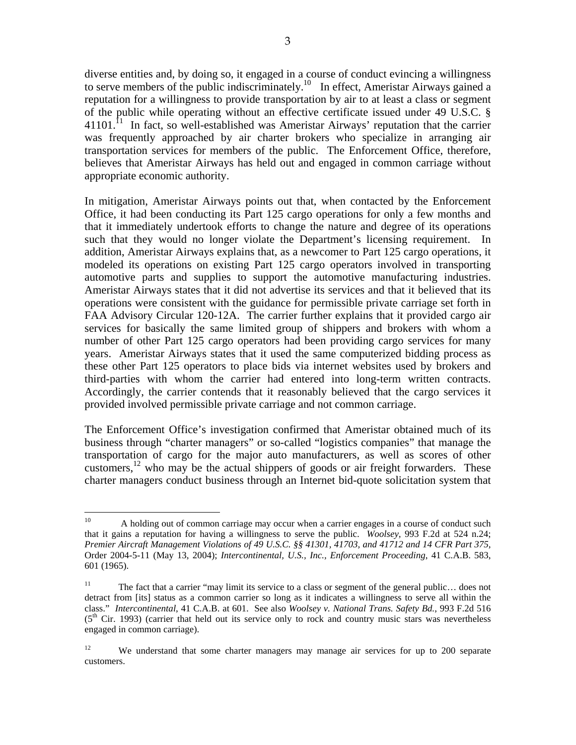diverse entities and, by doing so, it engaged in a course of conduct evincing a willingness to serve members of the public indiscriminately.[10] In effect, Ameristar Airways gained a reputation for a willingness to provide transportation by air to at least a class or segment of the public while operating without an effective certificate issued under 49 U.S.C. § 41101.[11] In fact, so well-established was Ameristar Airways' reputation that the carrier was frequently approached by air charter brokers who specialize in arranging air transportation services for members of the public. The Enforcement Office, therefore, believes that Ameristar Airways has held out and engaged in common carriage without appropriate economic authority.

In mitigation, Ameristar Airways points out that, when contacted by the Enforcement Office, it had been conducting its Part 125 cargo operations for only a few months and that it immediately undertook efforts to change the nature and degree of its operations such that they would no longer violate the Department's licensing requirement. In addition, Ameristar Airways explains that, as a newcomer to Part 125 cargo operations, it modeled its operations on existing Part 125 cargo operators involved in transporting automotive parts and supplies to support the automotive manufacturing industries. Ameristar Airways states that it did not advertise its services and that it believed that its operations were consistent with the guidance for permissible private carriage set forth in FAA Advisory Circular 120-12A. The carrier further explains that it provided cargo air services for basically the same limited group of shippers and brokers with whom a number of other Part 125 cargo operators had been providing cargo services for many years. Ameristar Airways states that it used the same computerized bidding process as these other Part 125 operators to place bids via internet websites used by brokers and third-parties with whom the carrier had entered into long-term written contracts. Accordingly, the carrier contends that it reasonably believed that the cargo services it provided involved permissible private carriage and not common carriage.

The Enforcement Office's investigation confirmed that Ameristar obtained much of its business through "charter managers" or so-called "logistics companies" that manage the transportation of cargo for the major auto manufacturers, as well as scores of other customers,[12] who may be the actual shippers of goods or air freight forwarders. These charter managers conduct business through an Internet bid-quote solicitation system that

---

[10] A holding out of common carriage may occur when a carrier engages in a course of conduct such that it gains a reputation for having a willingness to serve the public. *Woolsey*, 993 F.2d at 524 n.24; *Premier Aircraft Management Violations of 49 U.S.C. §§ 41301, 41703, and 41712 and 14 CFR Part 375*, Order 2004-5-11 (May 13, 2004); *Intercontinental, U.S., Inc., Enforcement Proceeding*, 41 C.A.B. 583, 601 (1965).

[11] The fact that a carrier "may limit its service to a class or segment of the general public… does not detract from [its] status as a common carrier so long as it indicates a willingness to serve all within the class." *Intercontinental*, 41 C.A.B. at 601. See also *Woolsey v. National Trans. Safety Bd.*, 993 F.2d 516 (5th Cir. 1993) (carrier that held out its service only to rock and country music stars was nevertheless engaged in common carriage).

[12] We understand that some charter managers may manage air services for up to 200 separate customers.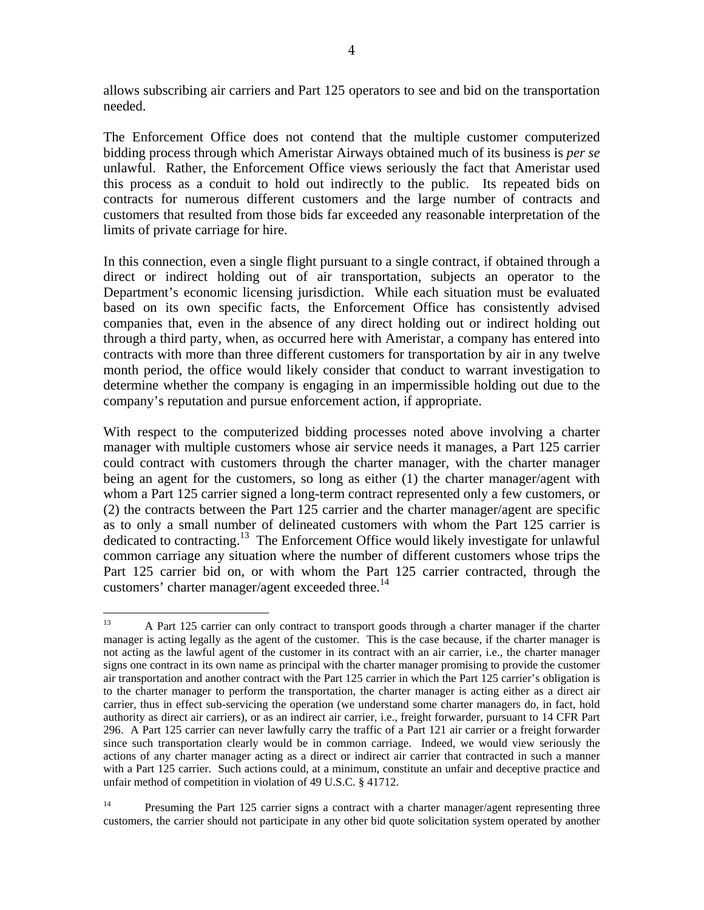allows subscribing air carriers and Part 125 operators to see and bid on the transportation needed.

The Enforcement Office does not contend that the multiple customer computerized bidding process through which Ameristar Airways obtained much of its business is *per se* unlawful. Rather, the Enforcement Office views seriously the fact that Ameristar used this process as a conduit to hold out indirectly to the public. Its repeated bids on contracts for numerous different customers and the large number of contracts and customers that resulted from those bids far exceeded any reasonable interpretation of the limits of private carriage for hire.

In this connection, even a single flight pursuant to a single contract, if obtained through a direct or indirect holding out of air transportation, subjects an operator to the Department's economic licensing jurisdiction. While each situation must be evaluated based on its own specific facts, the Enforcement Office has consistently advised companies that, even in the absence of any direct holding out or indirect holding out through a third party, when, as occurred here with Ameristar, a company has entered into contracts with more than three different customers for transportation by air in any twelve month period, the office would likely consider that conduct to warrant investigation to determine whether the company is engaging in an impermissible holding out due to the company's reputation and pursue enforcement action, if appropriate.

With respect to the computerized bidding processes noted above involving a charter manager with multiple customers whose air service needs it manages, a Part 125 carrier could contract with customers through the charter manager, with the charter manager being an agent for the customers, so long as either (1) the charter manager/agent with whom a Part 125 carrier signed a long-term contract represented only a few customers, or (2) the contracts between the Part 125 carrier and the charter manager/agent are specific as to only a small number of delineated customers with whom the Part 125 carrier is dedicated to contracting.[13] The Enforcement Office would likely investigate for unlawful common carriage any situation where the number of different customers whose trips the Part 125 carrier bid on, or with whom the Part 125 carrier contracted, through the customers' charter manager/agent exceeded three.[14]

---

[13] A Part 125 carrier can only contract to transport goods through a charter manager if the charter manager is acting legally as the agent of the customer. This is the case because, if the charter manager is not acting as the lawful agent of the customer in its contract with an air carrier, i.e., the charter manager signs one contract in its own name as principal with the charter manager promising to provide the customer air transportation and another contract with the Part 125 carrier in which the Part 125 carrier's obligation is to the charter manager to perform the transportation, the charter manager is acting either as a direct air carrier, thus in effect sub-servicing the operation (we understand some charter managers do, in fact, hold authority as direct air carriers), or as an indirect air carrier, i.e., freight forwarder, pursuant to 14 CFR Part 296. A Part 125 carrier can never lawfully carry the traffic of a Part 121 air carrier or a freight forwarder since such transportation clearly would be in common carriage. Indeed, we would view seriously the actions of any charter manager acting as a direct or indirect air carrier that contracted in such a manner with a Part 125 carrier. Such actions could, at a minimum, constitute an unfair and deceptive practice and unfair method of competition in violation of 49 U.S.C. § 41712.

[14] Presuming the Part 125 carrier signs a contract with a charter manager/agent representing three customers, the carrier should not participate in any other bid quote solicitation system operated by another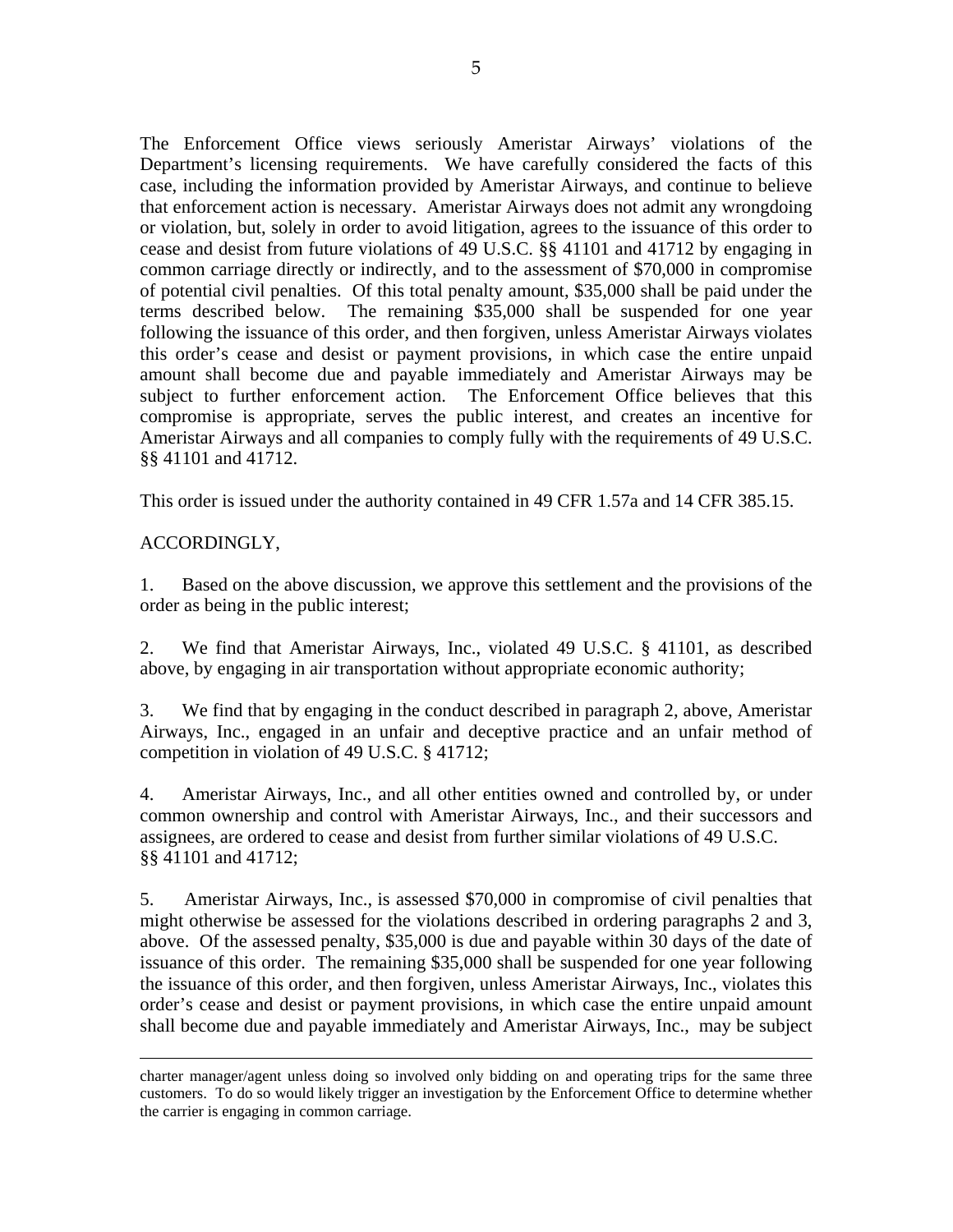The Enforcement Office views seriously Ameristar Airways' violations of the Department's licensing requirements. We have carefully considered the facts of this case, including the information provided by Ameristar Airways, and continue to believe that enforcement action is necessary. Ameristar Airways does not admit any wrongdoing or violation, but, solely in order to avoid litigation, agrees to the issuance of this order to cease and desist from future violations of 49 U.S.C. §§ 41101 and 41712 by engaging in common carriage directly or indirectly, and to the assessment of $70,000 in compromise of potential civil penalties. Of this total penalty amount, $35,000 shall be paid under the terms described below. The remaining $35,000 shall be suspended for one year following the issuance of this order, and then forgiven, unless Ameristar Airways violates this order's cease and desist or payment provisions, in which case the entire unpaid amount shall become due and payable immediately and Ameristar Airways may be subject to further enforcement action. The Enforcement Office believes that this compromise is appropriate, serves the public interest, and creates an incentive for Ameristar Airways and all companies to comply fully with the requirements of 49 U.S.C. §§ 41101 and 41712.

This order is issued under the authority contained in 49 CFR 1.57a and 14 CFR 385.15.

ACCORDINGLY,

1. Based on the above discussion, we approve this settlement and the provisions of the order as being in the public interest;

2. We find that Ameristar Airways, Inc., violated 49 U.S.C. § 41101, as described above, by engaging in air transportation without appropriate economic authority;

3. We find that by engaging in the conduct described in paragraph 2, above, Ameristar Airways, Inc., engaged in an unfair and deceptive practice and an unfair method of competition in violation of 49 U.S.C. § 41712;

4. Ameristar Airways, Inc., and all other entities owned and controlled by, or under common ownership and control with Ameristar Airways, Inc., and their successors and assignees, are ordered to cease and desist from further similar violations of 49 U.S.C. §§ 41101 and 41712;

5. Ameristar Airways, Inc., is assessed $70,000 in compromise of civil penalties that might otherwise be assessed for the violations described in ordering paragraphs 2 and 3, above. Of the assessed penalty, $35,000 is due and payable within 30 days of the date of issuance of this order. The remaining $35,000 shall be suspended for one year following the issuance of this order, and then forgiven, unless Ameristar Airways, Inc., violates this order's cease and desist or payment provisions, in which case the entire unpaid amount shall become due and payable immediately and Ameristar Airways, Inc., may be subject

---

charter manager/agent unless doing so involved only bidding on and operating trips for the same three customers. To do so would likely trigger an investigation by the Enforcement Office to determine whether the carrier is engaging in common carriage.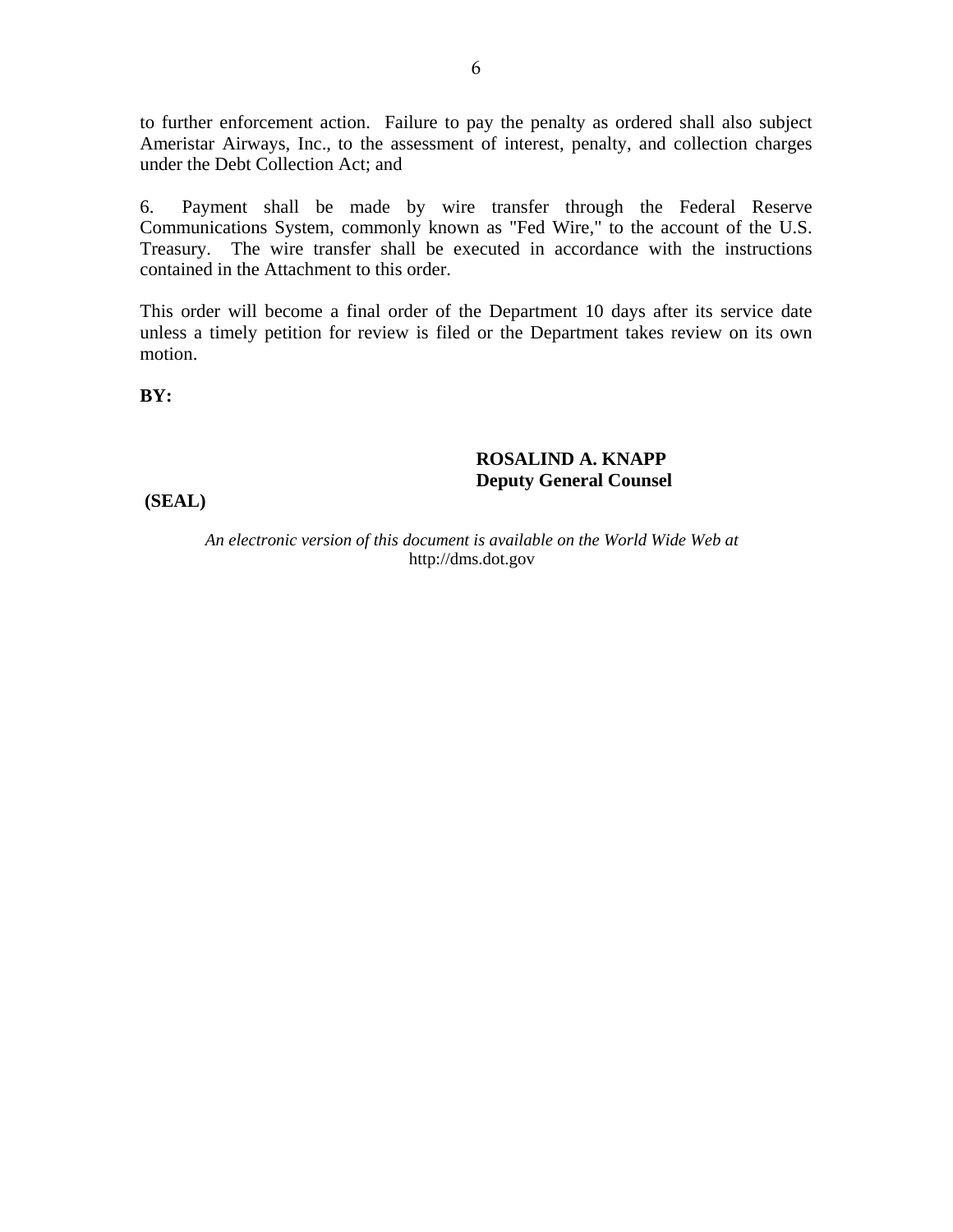to further enforcement action. Failure to pay the penalty as ordered shall also subject Ameristar Airways, Inc., to the assessment of interest, penalty, and collection charges under the Debt Collection Act; and

6. Payment shall be made by wire transfer through the Federal Reserve Communications System, commonly known as "Fed Wire," to the account of the U.S. Treasury. The wire transfer shall be executed in accordance with the instructions contained in the Attachment to this order.

This order will become a final order of the Department 10 days after its service date unless a timely petition for review is filed or the Department takes review on its own motion.

**BY:**

**ROSALIND A. KNAPP**
**Deputy General Counsel**

**(SEAL)**

*An electronic version of this document is available on the World Wide Web at* http://dms.dot.gov